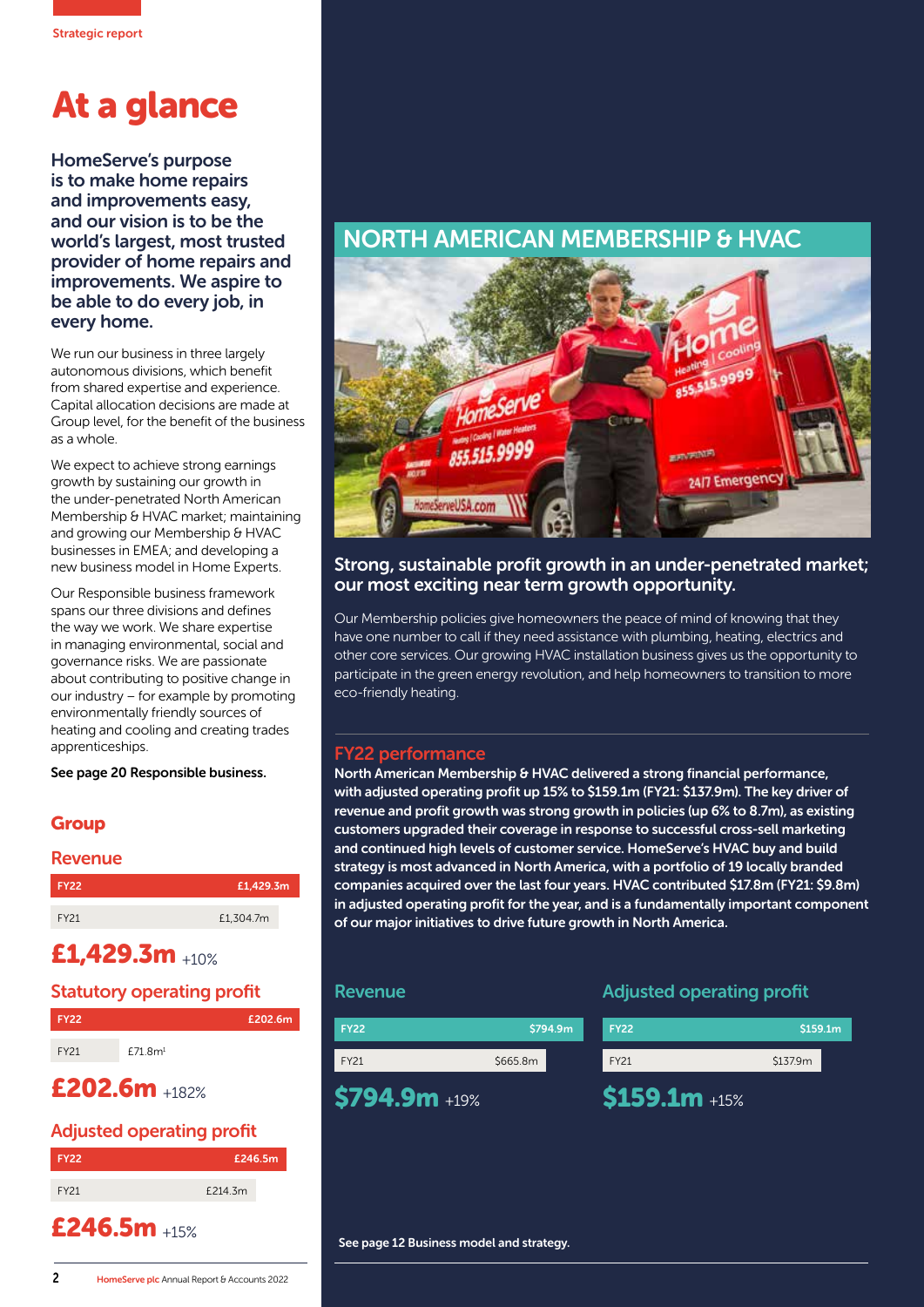Strategic report

# At a glance

**HomeServe's purpose is to make home repairs and improvements easy, and our vision is to be the world's largest, most trusted provider of home repairs and improvements. We aspire to be able to do every job, in every home.**

We run our business in three largely autonomous divisions, which benefit from shared expertise and experience. Capital allocation decisions are made at Group level, for the benefit of the business as a whole.

We expect to achieve strong earnings growth by sustaining our growth in the under-penetrated North American Membership & HVAC market; maintaining and growing our Membership & HVAC businesses in EMEA; and developing a new business model in Home Experts.

Our Responsible business framework spans our three divisions and defines the way we work. We share expertise in managing environmental, social and governance risks. We are passionate about contributing to positive change in our industry – for example by promoting environmentally friendly sources of heating and cooling and creating trades apprenticeships.

**See page 20 Responsible business.**

## Group

### Revenue

| | |
|---|---|
| FY22 | £1,429.3m |
| FY21 | £1,304.7m |

**£1,429.3m** +10%

### Statutory operating profit

| | |
|---|---|
| FY22 | £202.6m |
| FY21 | £71.8m[1] |

**£202.6m** +182%

### Adjusted operating profit

| | |
|---|---|
| FY22 | £246.5m |
| FY21 | £214.3m |

**£246.5m** +15%

## NORTH AMERICAN MEMBERSHIP & HVAC

### Strong, sustainable profit growth in an under-penetrated market; our most exciting near term growth opportunity.

Our Membership policies give homeowners the peace of mind of knowing that they have one number to call if they need assistance with plumbing, heating, electrics and other core services. Our growing HVAC installation business gives us the opportunity to participate in the green energy revolution, and help homeowners to transition to more eco-friendly heating.

### FY22 performance

**North American Membership & HVAC delivered a strong financial performance, with adjusted operating profit up 15% to $159.1m (FY21: $137.9m). The key driver of revenue and profit growth was strong growth in policies (up 6% to 8.7m), as existing customers upgraded their coverage in response to successful cross-sell marketing and continued high levels of customer service. HomeServe's HVAC buy and build strategy is most advanced in North America, with a portfolio of 19 locally branded companies acquired over the last four years. HVAC contributed $17.8m (FY21: $9.8m) in adjusted operating profit for the year, and is a fundamentally important component of our major initiatives to drive future growth in North America.**

### Revenue

| | |
|---|---|
| FY22 | $794.9m |
| FY21 | $665.8m |

**$794.9m** +19%

### Adjusted operating profit

| | |
|---|---|
| FY22 | $159.1m |
| FY21 | $137.9m |

**$159.1m** +15%

**See page 12 Business model and strategy.**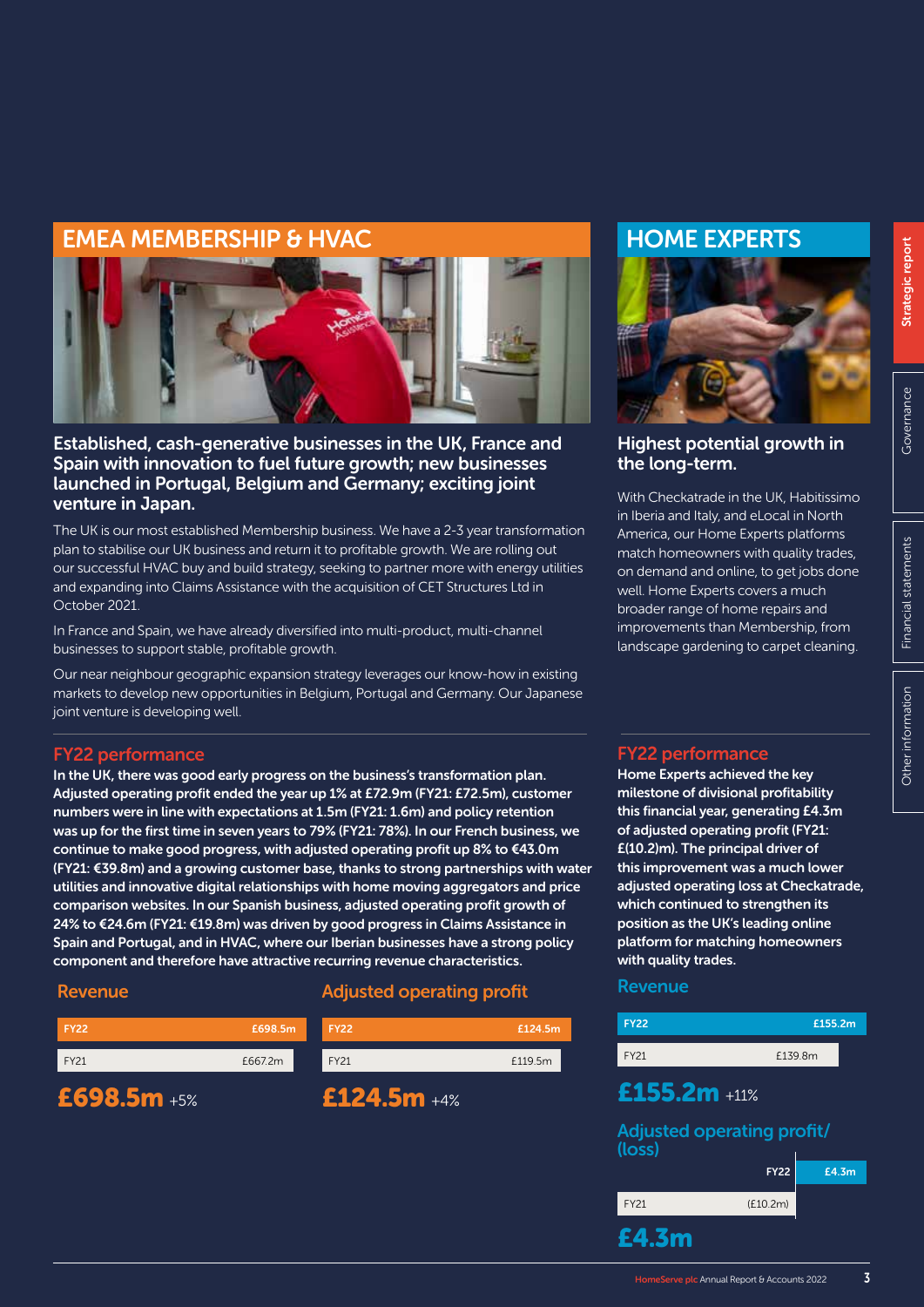## EMEA MEMBERSHIP & HVAC

### Established, cash-generative businesses in the UK, France and Spain with innovation to fuel future growth; new businesses launched in Portugal, Belgium and Germany; exciting joint venture in Japan.

The UK is our most established Membership business. We have a 2-3 year transformation plan to stabilise our UK business and return it to profitable growth. We are rolling out our successful HVAC buy and build strategy, seeking to partner more with energy utilities and expanding into Claims Assistance with the acquisition of CET Structures Ltd in October 2021.

In France and Spain, we have already diversified into multi-product, multi-channel businesses to support stable, profitable growth.

Our near neighbour geographic expansion strategy leverages our know-how in existing markets to develop new opportunities in Belgium, Portugal and Germany. Our Japanese joint venture is developing well.

### FY22 performance

**In the UK, there was good early progress on the business's transformation plan. Adjusted operating profit ended the year up 1% at £72.9m (FY21: £72.5m), customer numbers were in line with expectations at 1.5m (FY21: 1.6m) and policy retention was up for the first time in seven years to 79% (FY21: 78%). In our French business, we continue to make good progress, with adjusted operating profit up 8% to €43.0m (FY21: €39.8m) and a growing customer base, thanks to strong partnerships with water utilities and innovative digital relationships with home moving aggregators and price comparison websites. In our Spanish business, adjusted operating profit growth of 24% to €24.6m (FY21: €19.8m) was driven by good progress in Claims Assistance in Spain and Portugal, and in HVAC, where our Iberian businesses have a strong policy component and therefore have attractive recurring revenue characteristics.**

#### Revenue

FY22 £698.5m

FY21 £667.2m

**£698.5m** +5%

#### Adjusted operating profit

FY22 £124.5m

FY21 £119.5m

**£124.5m** +4%

## HOME EXPERTS

### Highest potential growth in the long-term.

With Checkatrade in the UK, Habitissimo in Iberia and Italy, and eLocal in North America, our Home Experts platforms match homeowners with quality trades, on demand and online, to get jobs done well. Home Experts covers a much broader range of home repairs and improvements than Membership, from landscape gardening to carpet cleaning.

### FY22 performance

**Home Experts achieved the key milestone of divisional profitability this financial year, generating £4.3m of adjusted operating profit (FY21: £(10.2)m). The principal driver of this improvement was a much lower adjusted operating loss at Checkatrade, which continued to strengthen its position as the UK's leading online platform for matching homeowners with quality trades.**

#### Revenue

FY22 £155.2m

FY21 £139.8m

**£155.2m** +11%

#### Adjusted operating profit/(loss)

FY22 £4.3m

FY21 (£10.2m)

**£4.3m**